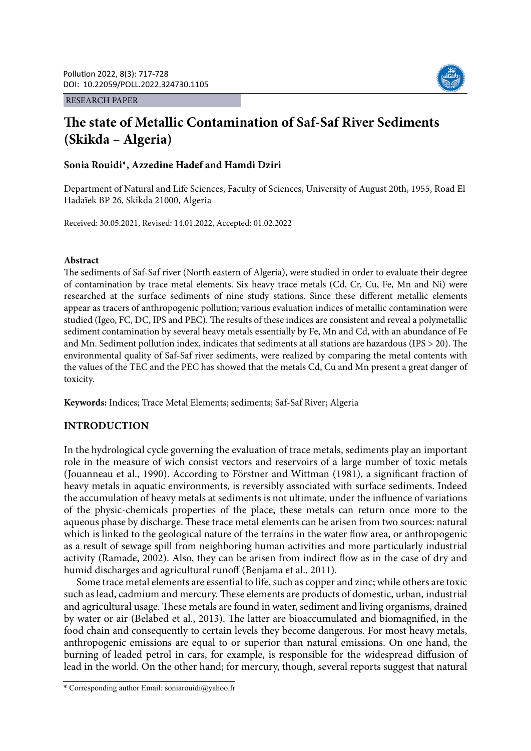RESEARCH PAPER

# The state of Metallic Contamination of Saf-Saf River Sediments (Skikda – Algeria)

**Sonia Rouidi\*, Azzedine Hadef and Hamdi Dziri**

Department of Natural and Life Sciences, Faculty of Sciences, University of August 20th, 1955, Road El Hadaïek BP 26, Skikda 21000, Algeria

Received: 30.05.2021, Revised: 14.01.2022, Accepted: 01.02.2022

## Abstract

The sediments of Saf-Saf river (North eastern of Algeria), were studied in order to evaluate their degree of contamination by trace metal elements. Six heavy trace metals (Cd, Cr, Cu, Fe, Mn and Ni) were researched at the surface sediments of nine study stations. Since these different metallic elements appear as tracers of anthropogenic pollution; various evaluation indices of metallic contamination were studied (Igeo, FC, DC, IPS and PEC). The results of these indices are consistent and reveal a polymetallic sediment contamination by several heavy metals essentially by Fe, Mn and Cd, with an abundance of Fe and Mn. Sediment pollution index, indicates that sediments at all stations are hazardous (IPS > 20). The environmental quality of Saf-Saf river sediments, were realized by comparing the metal contents with the values of the TEC and the PEC has showed that the metals Cd, Cu and Mn present a great danger of toxicity.

**Keywords:** Indices; Trace Metal Elements; sediments; Saf-Saf River; Algeria

## INTRODUCTION

In the hydrological cycle governing the evaluation of trace metals, sediments play an important role in the measure of wich consist vectors and reservoirs of a large number of toxic metals (Jouanneau et al., 1990). According to Förstner and Wittman (1981), a significant fraction of heavy metals in aquatic environments, is reversibly associated with surface sediments. Indeed the accumulation of heavy metals at sediments is not ultimate, under the influence of variations of the physic-chemicals properties of the place, these metals can return once more to the aqueous phase by discharge. These trace metal elements can be arisen from two sources: natural which is linked to the geological nature of the terrains in the water flow area, or anthropogenic as a result of sewage spill from neighboring human activities and more particularly industrial activity (Ramade, 2002). Also, they can be arisen from indirect flow as in the case of dry and humid discharges and agricultural runoff (Benjama et al., 2011).

Some trace metal elements are essential to life, such as copper and zinc; while others are toxic such as lead, cadmium and mercury. These elements are products of domestic, urban, industrial and agricultural usage. These metals are found in water, sediment and living organisms, drained by water or air (Belabed et al., 2013). The latter are bioaccumulated and biomagnified, in the food chain and consequently to certain levels they become dangerous. For most heavy metals, anthropogenic emissions are equal to or superior than natural emissions. On one hand, the burning of leaded petrol in cars, for example, is responsible for the widespread diffusion of lead in the world. On the other hand; for mercury, though, several reports suggest that natural

\* Corresponding author Email: soniarouidi@yahoo.fr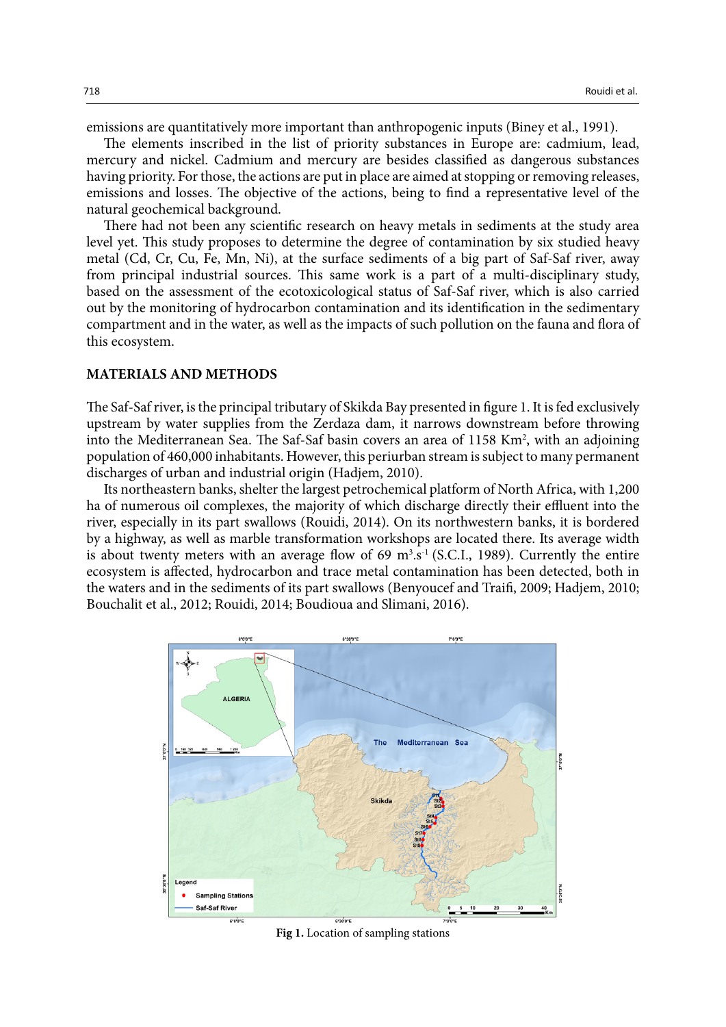emissions are quantitatively more important than anthropogenic inputs (Biney et al., 1991).

The elements inscribed in the list of priority substances in Europe are: cadmium, lead, mercury and nickel. Cadmium and mercury are besides classified as dangerous substances having priority. For those, the actions are put in place are aimed at stopping or removing releases, emissions and losses. The objective of the actions, being to find a representative level of the natural geochemical background.

There had not been any scientific research on heavy metals in sediments at the study area level yet. This study proposes to determine the degree of contamination by six studied heavy metal (Cd, Cr, Cu, Fe, Mn, Ni), at the surface sediments of a big part of Saf-Saf river, away from principal industrial sources. This same work is a part of a multi-disciplinary study, based on the assessment of the ecotoxicological status of Saf-Saf river, which is also carried out by the monitoring of hydrocarbon contamination and its identification in the sedimentary compartment and in the water, as well as the impacts of such pollution on the fauna and flora of this ecosystem.

## MATERIALS AND METHODS

The Saf-Saf river, is the principal tributary of Skikda Bay presented in figure 1. It is fed exclusively upstream by water supplies from the Zerdaza dam, it narrows downstream before throwing into the Mediterranean Sea. The Saf-Saf basin covers an area of 1158 $Km^2$, with an adjoining population of 460,000 inhabitants. However, this periurban stream is subject to many permanent discharges of urban and industrial origin (Hadjem, 2010).

Its northeastern banks, shelter the largest petrochemical platform of North Africa, with 1,200 ha of numerous oil complexes, the majority of which discharge directly their effluent into the river, especially in its part swallows (Rouidi, 2014). On its northwestern banks, it is bordered by a highway, as well as marble transformation workshops are located there. Its average width is about twenty meters with an average flow of 69 $m^3.s^{-1}$ (S.C.I., 1989). Currently the entire ecosystem is affected, hydrocarbon and trace metal contamination has been detected, both in the waters and in the sediments of its part swallows (Benyoucef and Traifi, 2009; Hadjem, 2010; Bouchalit et al., 2012; Rouidi, 2014; Boudioua and Slimani, 2016).

**Fig 1.** Location of sampling stations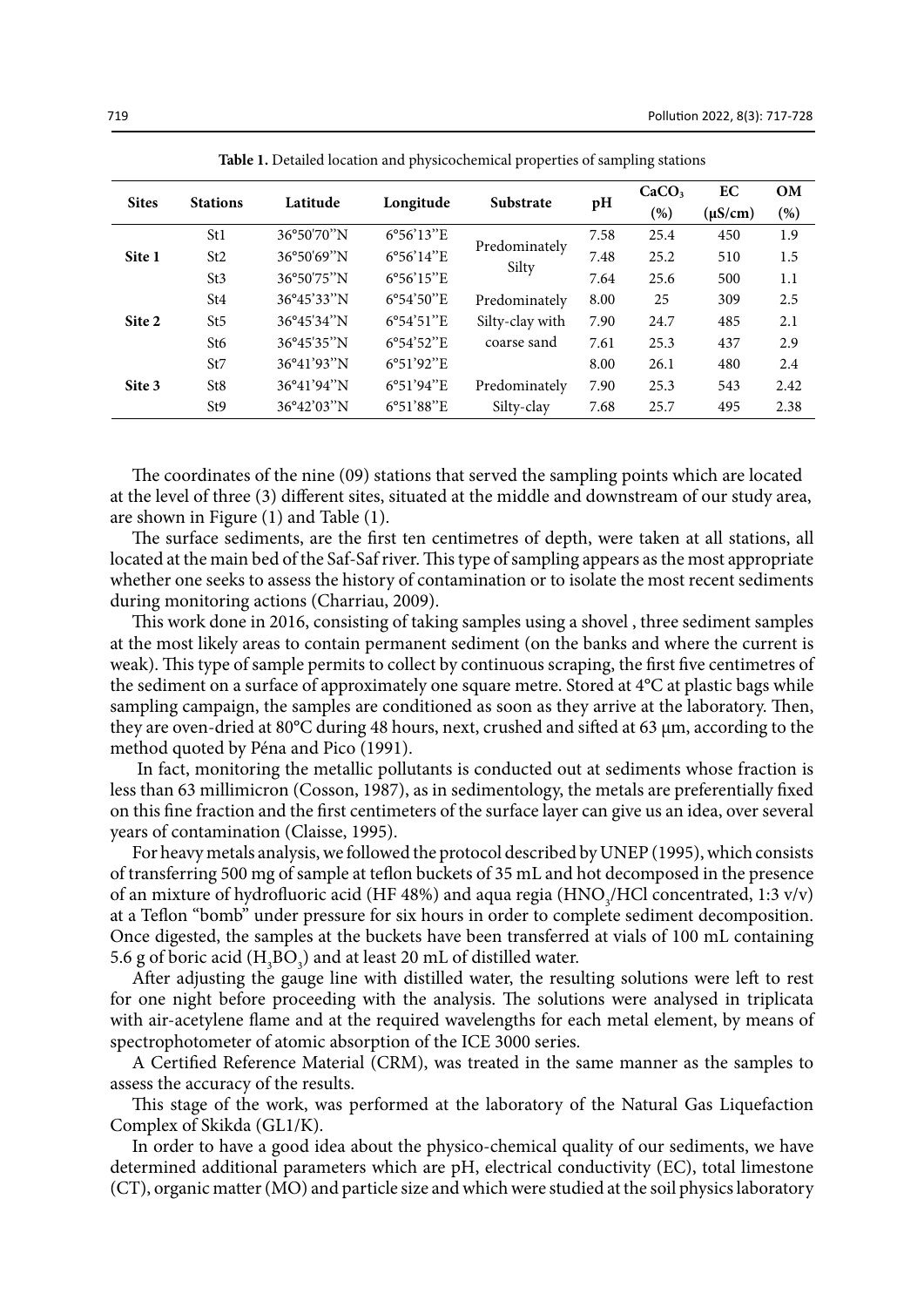**Table 1.** Detailed location and physicochemical properties of sampling stations

| Sites | Stations | Latitude | Longitude | Substrate | pH | $CaCO_3$ (%) | EC (µS/cm) | OM (%) |
|---|---|---|---|---|---|---|---|---|
| Site 1 | St1 | 36°50'70"N | 6°56'13"E | Predominately Silty | 7.58 | 25.4 | 450 | 1.9 |
| | St2 | 36°50'69"N | 6°56'14"E | | 7.48 | 25.2 | 510 | 1.5 |
| | St3 | 36°50'75"N | 6°56'15"E | | 7.64 | 25.6 | 500 | 1.1 |
| Site 2 | St4 | 36°45'33"N | 6°54'50"E | Predominately Silty-clay with coarse sand | 8.00 | 25 | 309 | 2.5 |
| | St5 | 36°45'34"N | 6°54'51"E | | 7.90 | 24.7 | 485 | 2.1 |
| | St6 | 36°45'35"N | 6°54'52"E | | 7.61 | 25.3 | 437 | 2.9 |
| Site 3 | St7 | 36°41'93"N | 6°51'92"E | Predominately Silty-clay | 8.00 | 26.1 | 480 | 2.4 |
| | St8 | 36°41'94"N | 6°51'94"E | | 7.90 | 25.3 | 543 | 2.42 |
| | St9 | 36°42'03"N | 6°51'88"E | | 7.68 | 25.7 | 495 | 2.38 |

The coordinates of the nine (09) stations that served the sampling points which are located at the level of three (3) different sites, situated at the middle and downstream of our study area, are shown in Figure (1) and Table (1).

The surface sediments, are the first ten centimetres of depth, were taken at all stations, all located at the main bed of the Saf-Saf river. This type of sampling appears as the most appropriate whether one seeks to assess the history of contamination or to isolate the most recent sediments during monitoring actions (Charriau, 2009).

This work done in 2016, consisting of taking samples using a shovel , three sediment samples at the most likely areas to contain permanent sediment (on the banks and where the current is weak). This type of sample permits to collect by continuous scraping, the first five centimetres of the sediment on a surface of approximately one square metre. Stored at 4°C at plastic bags while sampling campaign, the samples are conditioned as soon as they arrive at the laboratory. Then, they are oven-dried at 80°C during 48 hours, next, crushed and sifted at 63 µm, according to the method quoted by Péna and Pico (1991).

In fact, monitoring the metallic pollutants is conducted out at sediments whose fraction is less than 63 millimicron (Cosson, 1987), as in sedimentology, the metals are preferentially fixed on this fine fraction and the first centimeters of the surface layer can give us an idea, over several years of contamination (Claisse, 1995).

For heavy metals analysis, we followed the protocol described by UNEP (1995), which consists of transferring 500 mg of sample at teflon buckets of 35 mL and hot decomposed in the presence of an mixture of hydrofluoric acid (HF 48%) and aqua regia ($HNO_3$/HCl concentrated, 1:3 v/v) at a Teflon "bomb" under pressure for six hours in order to complete sediment decomposition. Once digested, the samples at the buckets have been transferred at vials of 100 mL containing 5.6 g of boric acid ($H_3BO_3$) and at least 20 mL of distilled water.

After adjusting the gauge line with distilled water, the resulting solutions were left to rest for one night before proceeding with the analysis. The solutions were analysed in triplicata with air-acetylene flame and at the required wavelengths for each metal element, by means of spectrophotometer of atomic absorption of the ICE 3000 series.

A Certified Reference Material (CRM), was treated in the same manner as the samples to assess the accuracy of the results.

This stage of the work, was performed at the laboratory of the Natural Gas Liquefaction Complex of Skikda (GL1/K).

In order to have a good idea about the physico-chemical quality of our sediments, we have determined additional parameters which are pH, electrical conductivity (EC), total limestone (CT), organic matter (MO) and particle size and which were studied at the soil physics laboratory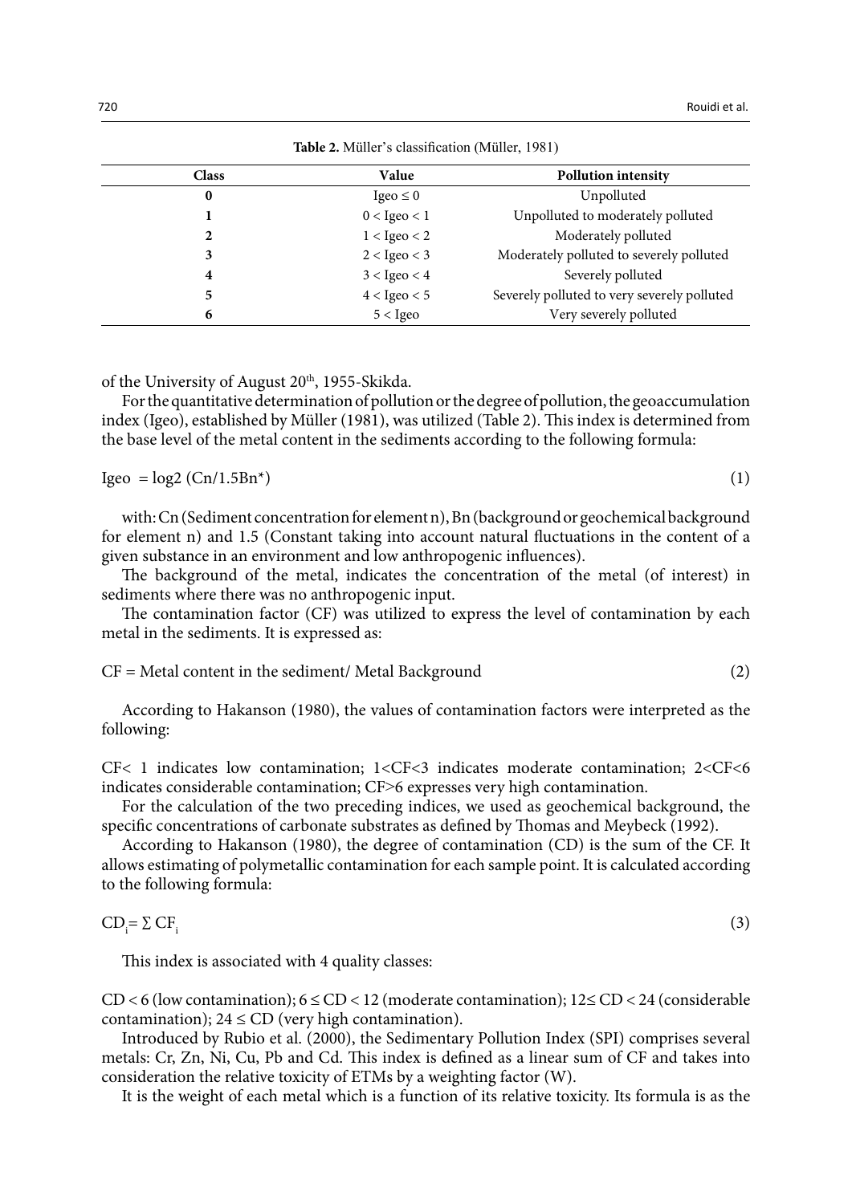**Table 2.** Müller's classification (Müller, 1981)

| Class | Value | Pollution intensity |
|---|---|---|
| **0** | Igeo ≤ 0 | Unpolluted |
| **1** | 0 < Igeo < 1 | Unpolluted to moderately polluted |
| **2** | 1 < Igeo < 2 | Moderately polluted |
| **3** | 2 < Igeo < 3 | Moderately polluted to severely polluted |
| **4** | 3 < Igeo < 4 | Severely polluted |
| **5** | 4 < Igeo < 5 | Severely polluted to very severely polluted |
| **6** | 5 < Igeo | Very severely polluted |

of the University of August 20[th], 1955-Skikda.

For the quantitative determination of pollution or the degree of pollution, the geoaccumulation index (Igeo), established by Müller (1981), was utilized (Table 2). This index is determined from the base level of the metal content in the sediments according to the following formula:

$$\text{Igeo} = \log_2 (Cn/1.5Bn^*) \tag{1}$$

with: Cn (Sediment concentration for element n), Bn (background or geochemical background for element n) and 1.5 (Constant taking into account natural fluctuations in the content of a given substance in an environment and low anthropogenic influences).

The background of the metal, indicates the concentration of the metal (of interest) in sediments where there was no anthropogenic input.

The contamination factor (CF) was utilized to express the level of contamination by each metal in the sediments. It is expressed as:

$$\text{CF} = \text{Metal content in the sediment/ Metal Background} \tag{2}$$

According to Hakanson (1980), the values of contamination factors were interpreted as the following:

CF< 1 indicates low contamination; 1<CF<3 indicates moderate contamination; 2<CF<6 indicates considerable contamination; CF>6 expresses very high contamination.

For the calculation of the two preceding indices, we used as geochemical background, the specific concentrations of carbonate substrates as defined by Thomas and Meybeck (1992).

According to Hakanson (1980), the degree of contamination (CD) is the sum of the CF. It allows estimating of polymetallic contamination for each sample point. It is calculated according to the following formula:

$$CD_i = \Sigma\, CF_i \tag{3}$$

This index is associated with 4 quality classes:

CD < 6 (low contamination); 6 ≤ CD < 12 (moderate contamination); 12≤ CD < 24 (considerable contamination); 24 ≤ CD (very high contamination).

Introduced by Rubio et al. (2000), the Sedimentary Pollution Index (SPI) comprises several metals: Cr, Zn, Ni, Cu, Pb and Cd. This index is defined as a linear sum of CF and takes into consideration the relative toxicity of ETMs by a weighting factor (W).

It is the weight of each metal which is a function of its relative toxicity. Its formula is as the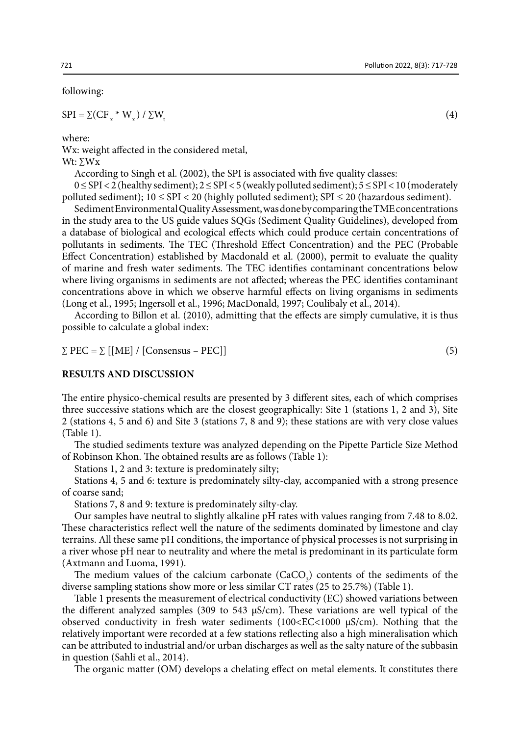following:

$$SPI = \sum(CF_x * W_x) / \sum W_t \quad (4)$$

where:

Wx: weight affected in the considered metal,

Wt: ∑Wx

According to Singh et al. (2002), the SPI is associated with five quality classes:

$0 \leq SPI < 2$ (healthy sediment); $2 \leq SPI < 5$ (weakly polluted sediment); $5 \leq SPI < 10$ (moderately polluted sediment); $10 \leq SPI < 20$ (highly polluted sediment); $SPI \leq 20$ (hazardous sediment).

Sediment Environmental Quality Assessment, was done by comparing the TME concentrations in the study area to the US guide values SQGs (Sediment Quality Guidelines), developed from a database of biological and ecological effects which could produce certain concentrations of pollutants in sediments. The TEC (Threshold Effect Concentration) and the PEC (Probable Effect Concentration) established by Macdonald et al. (2000), permit to evaluate the quality of marine and fresh water sediments. The TEC identifies contaminant concentrations below where living organisms in sediments are not affected; whereas the PEC identifies contaminant concentrations above in which we observe harmful effects on living organisms in sediments (Long et al., 1995; Ingersoll et al., 1996; MacDonald, 1997; Coulibaly et al., 2014).

According to Billon et al. (2010), admitting that the effects are simply cumulative, it is thus possible to calculate a global index:

$$\sum PEC = \sum [[ME] / [Consensus - PEC]] \quad (5)$$

## RESULTS AND DISCUSSION

The entire physico-chemical results are presented by 3 different sites, each of which comprises three successive stations which are the closest geographically: Site 1 (stations 1, 2 and 3), Site 2 (stations 4, 5 and 6) and Site 3 (stations 7, 8 and 9); these stations are with very close values (Table 1).

The studied sediments texture was analyzed depending on the Pipette Particle Size Method of Robinson Khon. The obtained results are as follows (Table 1):

Stations 1, 2 and 3: texture is predominately silty;

Stations 4, 5 and 6: texture is predominately silty-clay, accompanied with a strong presence of coarse sand;

Stations 7, 8 and 9: texture is predominately silty-clay.

Our samples have neutral to slightly alkaline pH rates with values ranging from 7.48 to 8.02. These characteristics reflect well the nature of the sediments dominated by limestone and clay terrains. All these same pH conditions, the importance of physical processes is not surprising in a river whose pH near to neutrality and where the metal is predominant in its particulate form (Axtmann and Luoma, 1991).

The medium values of the calcium carbonate ($CaCO_3$) contents of the sediments of the diverse sampling stations show more or less similar CT rates (25 to 25.7%) (Table 1).

Table 1 presents the measurement of electrical conductivity (EC) showed variations between the different analyzed samples (309 to 543 μS/cm). These variations are well typical of the observed conductivity in fresh water sediments ($100<EC<1000$ μS/cm). Nothing that the relatively important were recorded at a few stations reflecting also a high mineralisation which can be attributed to industrial and/or urban discharges as well as the salty nature of the subbasin in question (Sahli et al., 2014).

The organic matter (OM) develops a chelating effect on metal elements. It constitutes there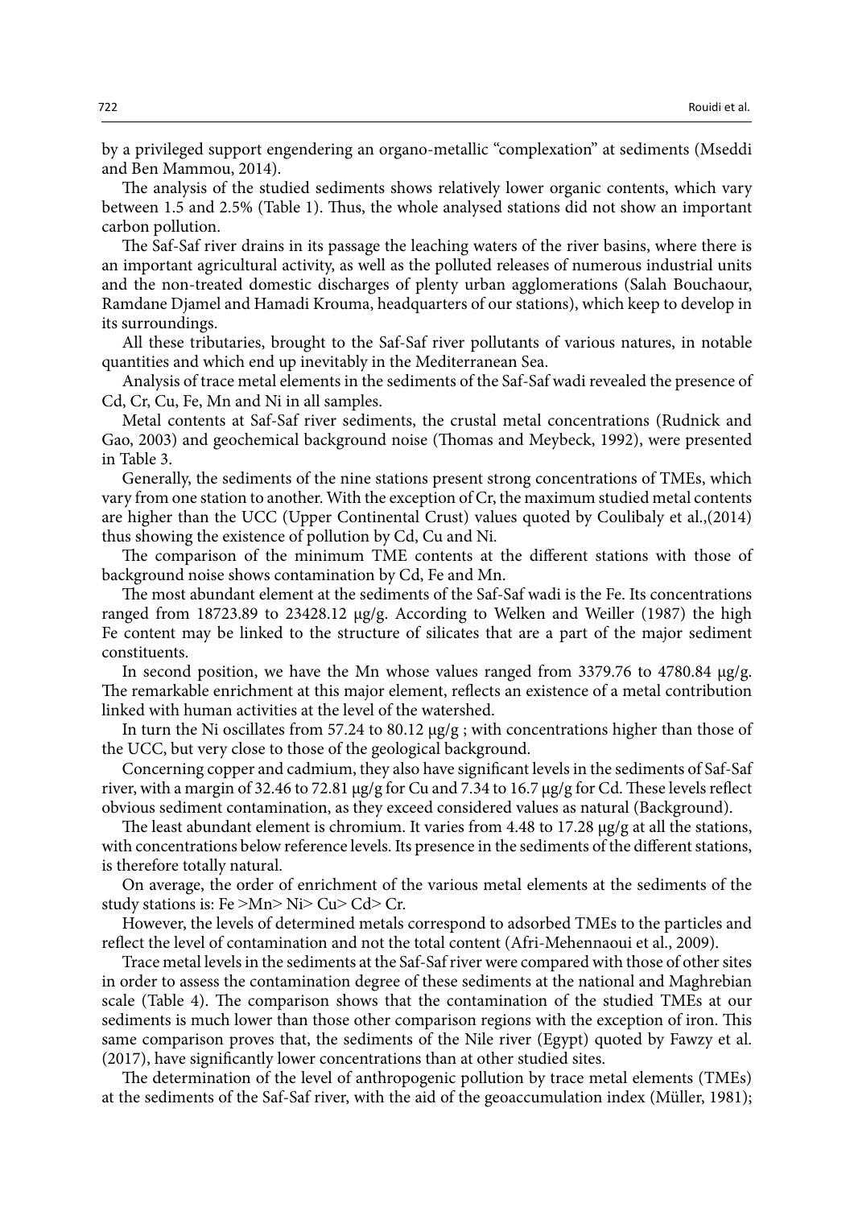by a privileged support engendering an organo-metallic "complexation" at sediments (Mseddi and Ben Mammou, 2014).

The analysis of the studied sediments shows relatively lower organic contents, which vary between 1.5 and 2.5% (Table 1). Thus, the whole analysed stations did not show an important carbon pollution.

The Saf-Saf river drains in its passage the leaching waters of the river basins, where there is an important agricultural activity, as well as the polluted releases of numerous industrial units and the non-treated domestic discharges of plenty urban agglomerations (Salah Bouchaour, Ramdane Djamel and Hamadi Krouma, headquarters of our stations), which keep to develop in its surroundings.

All these tributaries, brought to the Saf-Saf river pollutants of various natures, in notable quantities and which end up inevitably in the Mediterranean Sea.

Analysis of trace metal elements in the sediments of the Saf-Saf wadi revealed the presence of Cd, Cr, Cu, Fe, Mn and Ni in all samples.

Metal contents at Saf-Saf river sediments, the crustal metal concentrations (Rudnick and Gao, 2003) and geochemical background noise (Thomas and Meybeck, 1992), were presented in Table 3.

Generally, the sediments of the nine stations present strong concentrations of TMEs, which vary from one station to another. With the exception of Cr, the maximum studied metal contents are higher than the UCC (Upper Continental Crust) values quoted by Coulibaly et al.,(2014) thus showing the existence of pollution by Cd, Cu and Ni.

The comparison of the minimum TME contents at the different stations with those of background noise shows contamination by Cd, Fe and Mn.

The most abundant element at the sediments of the Saf-Saf wadi is the Fe. Its concentrations ranged from 18723.89 to 23428.12 µg/g. According to Welken and Weiller (1987) the high Fe content may be linked to the structure of silicates that are a part of the major sediment constituents.

In second position, we have the Mn whose values ranged from 3379.76 to 4780.84 µg/g. The remarkable enrichment at this major element, reflects an existence of a metal contribution linked with human activities at the level of the watershed.

In turn the Ni oscillates from 57.24 to 80.12 µg/g ; with concentrations higher than those of the UCC, but very close to those of the geological background.

Concerning copper and cadmium, they also have significant levels in the sediments of Saf-Saf river, with a margin of 32.46 to 72.81 µg/g for Cu and 7.34 to 16.7 µg/g for Cd. These levels reflect obvious sediment contamination, as they exceed considered values as natural (Background).

The least abundant element is chromium. It varies from 4.48 to 17.28 µg/g at all the stations, with concentrations below reference levels. Its presence in the sediments of the different stations, is therefore totally natural.

On average, the order of enrichment of the various metal elements at the sediments of the study stations is: Fe >Mn> Ni> Cu> Cd> Cr.

However, the levels of determined metals correspond to adsorbed TMEs to the particles and reflect the level of contamination and not the total content (Afri-Mehennaoui et al., 2009).

Trace metal levels in the sediments at the Saf-Saf river were compared with those of other sites in order to assess the contamination degree of these sediments at the national and Maghrebian scale (Table 4). The comparison shows that the contamination of the studied TMEs at our sediments is much lower than those other comparison regions with the exception of iron. This same comparison proves that, the sediments of the Nile river (Egypt) quoted by Fawzy et al. (2017), have significantly lower concentrations than at other studied sites.

The determination of the level of anthropogenic pollution by trace metal elements (TMEs) at the sediments of the Saf-Saf river, with the aid of the geoaccumulation index (Müller, 1981);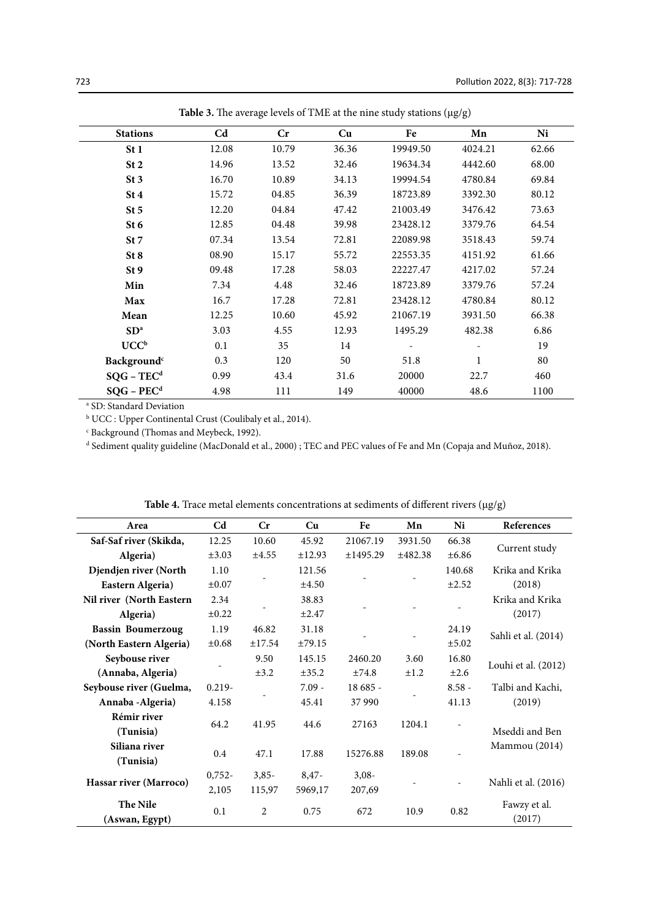**Table 3.** The average levels of TME at the nine study stations (µg/g)

| Stations | Cd | Cr | Cu | Fe | Mn | Ni |
|---|---|---|---|---|---|---|
| St 1 | 12.08 | 10.79 | 36.36 | 19949.50 | 4024.21 | 62.66 |
| St 2 | 14.96 | 13.52 | 32.46 | 19634.34 | 4442.60 | 68.00 |
| St 3 | 16.70 | 10.89 | 34.13 | 19994.54 | 4780.84 | 69.84 |
| St 4 | 15.72 | 04.85 | 36.39 | 18723.89 | 3392.30 | 80.12 |
| St 5 | 12.20 | 04.84 | 47.42 | 21003.49 | 3476.42 | 73.63 |
| St 6 | 12.85 | 04.48 | 39.98 | 23428.12 | 3379.76 | 64.54 |
| St 7 | 07.34 | 13.54 | 72.81 | 22089.98 | 3518.43 | 59.74 |
| St 8 | 08.90 | 15.17 | 55.72 | 22553.35 | 4151.92 | 61.66 |
| St 9 | 09.48 | 17.28 | 58.03 | 22227.47 | 4217.02 | 57.24 |
| Min | 7.34 | 4.48 | 32.46 | 18723.89 | 3379.76 | 57.24 |
| Max | 16.7 | 17.28 | 72.81 | 23428.12 | 4780.84 | 80.12 |
| Mean | 12.25 | 10.60 | 45.92 | 21067.19 | 3931.50 | 66.38 |
| SD[a] | 3.03 | 4.55 | 12.93 | 1495.29 | 482.38 | 6.86 |
| UCC[b] | 0.1 | 35 | 14 | - | - | 19 |
| Background[c] | 0.3 | 120 | 50 | 51.8 | 1 | 80 |
| SQG – TEC[d] | 0.99 | 43.4 | 31.6 | 20000 | 22.7 | 460 |
| SQG – PEC[d] | 4.98 | 111 | 149 | 40000 | 48.6 | 1100 |

[a] SD: Standard Deviation

[b] UCC : Upper Continental Crust (Coulibaly et al., 2014).

[c] Background (Thomas and Meybeck, 1992).

[d] Sediment quality guideline (MacDonald et al., 2000) ; TEC and PEC values of Fe and Mn (Copaja and Muñoz, 2018).

**Table 4.** Trace metal elements concentrations at sediments of different rivers (µg/g)

| Area | Cd | Cr | Cu | Fe | Mn | Ni | References |
|---|---|---|---|---|---|---|---|
| Saf-Saf river (Skikda, Algeria) | 12.25 ±3.03 | 10.60 ±4.55 | 45.92 ±12.93 | 21067.19 ±1495.29 | 3931.50 ±482.38 | 66.38 ±6.86 | Current study |
| Djendjen river (North Eastern Algeria) | 1.10 ±0.07 | - | 121.56 ±4.50 | - | - | 140.68 ±2.52 | Krika and Krika (2018) |
| Nil river (North Eastern Algeria) | 2.34 ±0.22 | - | 38.83 ±2.47 | - | - | - | Krika and Krika (2017) |
| Bassin Boumerzoug (North Eastern Algeria) | 1.19 ±0.68 | 46.82 ±17.54 | 31.18 ±79.15 | - | - | 24.19 ±5.02 | Sahli et al. (2014) |
| Seybouse river (Annaba, Algeria) | - | 9.50 ±3.2 | 145.15 ±35.2 | 2460.20 ±74.8 | 3.60 ±1.2 | 16.80 ±2.6 | Louhi et al. (2012) |
| Seybouse river (Guelma, Annaba -Algeria) | 0.219- 4.158 | - | 7.09 - 45.41 | 18 685 - 37 990 | - | 8.58 - 41.13 | Talbi and Kachi, (2019) |
| Rémir river (Tunisia) | 64.2 | 41.95 | 44.6 | 27163 | 1204.1 | - | Mseddi and Ben Mammou (2014) |
| Siliana river (Tunisia) | 0.4 | 47.1 | 17.88 | 15276.88 | 189.08 | - | Mseddi and Ben Mammou (2014) |
| Hassar river (Marroco) | 0,752- 2,105 | 3,85- 115,97 | 8,47- 5969,17 | 3,08- 207,69 | - | - | Nahli et al. (2016) |
| The Nile (Aswan, Egypt) | 0.1 | 2 | 0.75 | 672 | 10.9 | 0.82 | Fawzy et al. (2017) |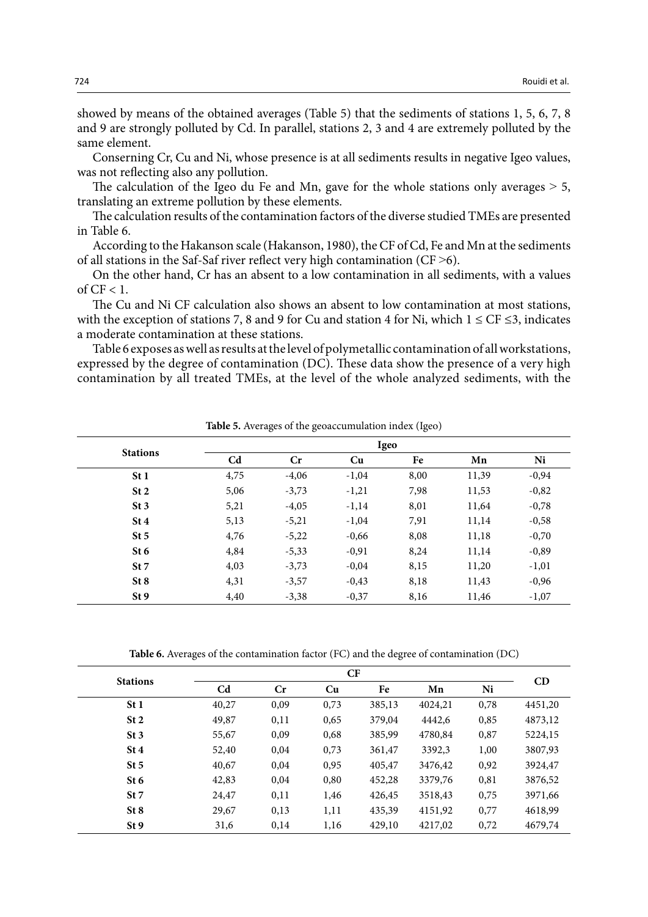showed by means of the obtained averages (Table 5) that the sediments of stations 1, 5, 6, 7, 8 and 9 are strongly polluted by Cd. In parallel, stations 2, 3 and 4 are extremely polluted by the same element.

Conserning Cr, Cu and Ni, whose presence is at all sediments results in negative Igeo values, was not reflecting also any pollution.

The calculation of the Igeo du Fe and Mn, gave for the whole stations only averages > 5, translating an extreme pollution by these elements.

The calculation results of the contamination factors of the diverse studied TMEs are presented in Table 6.

According to the Hakanson scale (Hakanson, 1980), the CF of Cd, Fe and Mn at the sediments of all stations in the Saf-Saf river reflect very high contamination (CF >6).

On the other hand, Cr has an absent to a low contamination in all sediments, with a values of CF < 1.

The Cu and Ni CF calculation also shows an absent to low contamination at most stations, with the exception of stations 7, 8 and 9 for Cu and station 4 for Ni, which 1 ≤ CF ≤3, indicates a moderate contamination at these stations.

Table 6 exposes as well as results at the level of polymetallic contamination of all workstations, expressed by the degree of contamination (DC). These data show the presence of a very high contamination by all treated TMEs, at the level of the whole analyzed sediments, with the

**Table 5.** Averages of the geoaccumulation index (Igeo)

| Stations | Igeo | | | | | |
|---|---|---|---|---|---|---|
| | Cd | Cr | Cu | Fe | Mn | Ni |
| St 1 | 4,75 | -4,06 | -1,04 | 8,00 | 11,39 | -0,94 |
| St 2 | 5,06 | -3,73 | -1,21 | 7,98 | 11,53 | -0,82 |
| St 3 | 5,21 | -4,05 | -1,14 | 8,01 | 11,64 | -0,78 |
| St 4 | 5,13 | -5,21 | -1,04 | 7,91 | 11,14 | -0,58 |
| St 5 | 4,76 | -5,22 | -0,66 | 8,08 | 11,18 | -0,70 |
| St 6 | 4,84 | -5,33 | -0,91 | 8,24 | 11,14 | -0,89 |
| St 7 | 4,03 | -3,73 | -0,04 | 8,15 | 11,20 | -1,01 |
| St 8 | 4,31 | -3,57 | -0,43 | 8,18 | 11,43 | -0,96 |
| St 9 | 4,40 | -3,38 | -0,37 | 8,16 | 11,46 | -1,07 |

**Table 6.** Averages of the contamination factor (FC) and the degree of contamination (DC)

| Stations | CF | | | | | | CD |
|---|---|---|---|---|---|---|---|
| | Cd | Cr | Cu | Fe | Mn | Ni | |
| St 1 | 40,27 | 0,09 | 0,73 | 385,13 | 4024,21 | 0,78 | 4451,20 |
| St 2 | 49,87 | 0,11 | 0,65 | 379,04 | 4442,6 | 0,85 | 4873,12 |
| St 3 | 55,67 | 0,09 | 0,68 | 385,99 | 4780,84 | 0,87 | 5224,15 |
| St 4 | 52,40 | 0,04 | 0,73 | 361,47 | 3392,3 | 1,00 | 3807,93 |
| St 5 | 40,67 | 0,04 | 0,95 | 405,47 | 3476,42 | 0,92 | 3924,47 |
| St 6 | 42,83 | 0,04 | 0,80 | 452,28 | 3379,76 | 0,81 | 3876,52 |
| St 7 | 24,47 | 0,11 | 1,46 | 426,45 | 3518,43 | 0,75 | 3971,66 |
| St 8 | 29,67 | 0,13 | 1,11 | 435,39 | 4151,92 | 0,77 | 4618,99 |
| St 9 | 31,6 | 0,14 | 1,16 | 429,10 | 4217,02 | 0,72 | 4679,74 |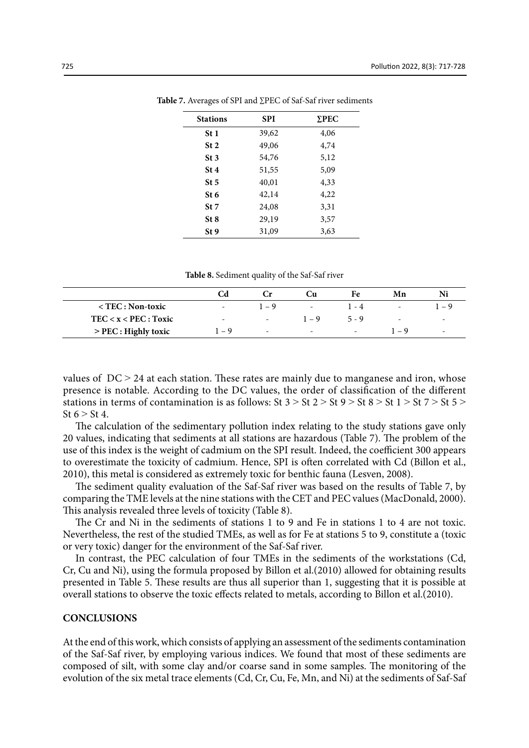**Table 7.** Averages of SPI and ∑PEC of Saf-Saf river sediments

| Stations | SPI | ∑PEC |
|---|---|---|
| St 1 | 39,62 | 4,06 |
| St 2 | 49,06 | 4,74 |
| St 3 | 54,76 | 5,12 |
| St 4 | 51,55 | 5,09 |
| St 5 | 40,01 | 4,33 |
| St 6 | 42,14 | 4,22 |
| St 7 | 24,08 | 3,31 |
| St 8 | 29,19 | 3,57 |
| St 9 | 31,09 | 3,63 |

**Table 8.** Sediment quality of the Saf-Saf river

| | Cd | Cr | Cu | Fe | Mn | Ni |
|---|---|---|---|---|---|---|
| < TEC : Non-toxic | - | 1 – 9 | - | 1 - 4 | - | 1 – 9 |
| TEC < x < PEC : Toxic | - | - | 1 – 9 | 5 - 9 | - | - |
| > PEC : Highly toxic | 1 – 9 | - | - | - | 1 – 9 | - |

values of DC > 24 at each station. These rates are mainly due to manganese and iron, whose presence is notable. According to the DC values, the order of classification of the different stations in terms of contamination is as follows: St 3 > St 2 > St 9 > St 8 > St 1 > St 7 > St 5 > St 6 > St 4.

The calculation of the sedimentary pollution index relating to the study stations gave only 20 values, indicating that sediments at all stations are hazardous (Table 7). The problem of the use of this index is the weight of cadmium on the SPI result. Indeed, the coefficient 300 appears to overestimate the toxicity of cadmium. Hence, SPI is often correlated with Cd (Billon et al., 2010), this metal is considered as extremely toxic for benthic fauna (Lesven, 2008).

The sediment quality evaluation of the Saf-Saf river was based on the results of Table 7, by comparing the TME levels at the nine stations with the CET and PEC values (MacDonald, 2000). This analysis revealed three levels of toxicity (Table 8).

The Cr and Ni in the sediments of stations 1 to 9 and Fe in stations 1 to 4 are not toxic. Nevertheless, the rest of the studied TMEs, as well as for Fe at stations 5 to 9, constitute a (toxic or very toxic) danger for the environment of the Saf-Saf river.

In contrast, the PEC calculation of four TMEs in the sediments of the workstations (Cd, Cr, Cu and Ni), using the formula proposed by Billon et al.(2010) allowed for obtaining results presented in Table 5. These results are thus all superior than 1, suggesting that it is possible at overall stations to observe the toxic effects related to metals, according to Billon et al.(2010).

## CONCLUSIONS

At the end of this work, which consists of applying an assessment of the sediments contamination of the Saf-Saf river, by employing various indices. We found that most of these sediments are composed of silt, with some clay and/or coarse sand in some samples. The monitoring of the evolution of the six metal trace elements (Cd, Cr, Cu, Fe, Mn, and Ni) at the sediments of Saf-Saf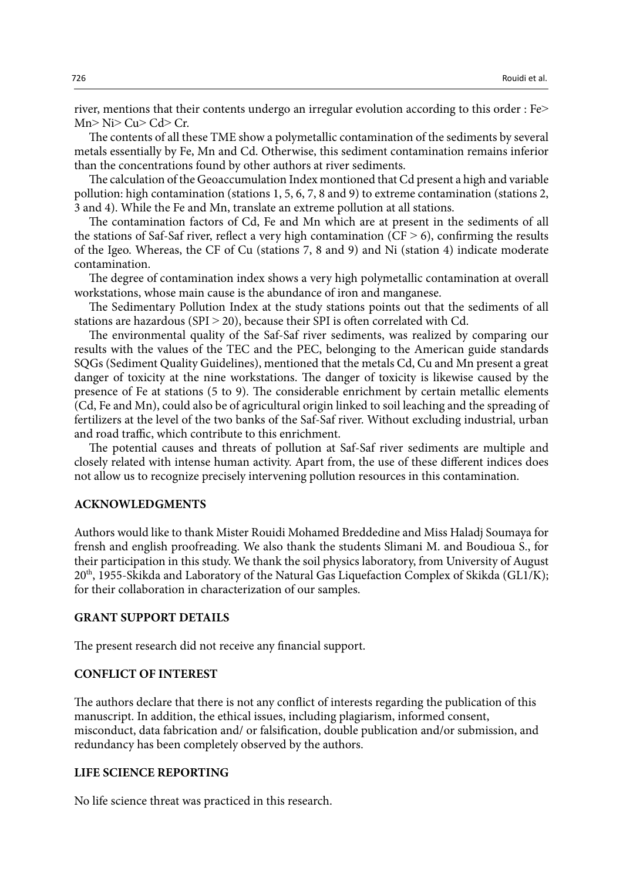river, mentions that their contents undergo an irregular evolution according to this order : Fe> Mn> Ni> Cu> Cd> Cr.

The contents of all these TME show a polymetallic contamination of the sediments by several metals essentially by Fe, Mn and Cd. Otherwise, this sediment contamination remains inferior than the concentrations found by other authors at river sediments.

The calculation of the Geoaccumulation Index montioned that Cd present a high and variable pollution: high contamination (stations 1, 5, 6, 7, 8 and 9) to extreme contamination (stations 2, 3 and 4). While the Fe and Mn, translate an extreme pollution at all stations.

The contamination factors of Cd, Fe and Mn which are at present in the sediments of all the stations of Saf-Saf river, reflect a very high contamination ($CF > 6$), confirming the results of the Igeo. Whereas, the CF of Cu (stations 7, 8 and 9) and Ni (station 4) indicate moderate contamination.

The degree of contamination index shows a very high polymetallic contamination at overall workstations, whose main cause is the abundance of iron and manganese.

The Sedimentary Pollution Index at the study stations points out that the sediments of all stations are hazardous ($SPI > 20$), because their SPI is often correlated with Cd.

The environmental quality of the Saf-Saf river sediments, was realized by comparing our results with the values of the TEC and the PEC, belonging to the American guide standards SQGs (Sediment Quality Guidelines), mentioned that the metals Cd, Cu and Mn present a great danger of toxicity at the nine workstations. The danger of toxicity is likewise caused by the presence of Fe at stations (5 to 9). The considerable enrichment by certain metallic elements (Cd, Fe and Mn), could also be of agricultural origin linked to soil leaching and the spreading of fertilizers at the level of the two banks of the Saf-Saf river. Without excluding industrial, urban and road traffic, which contribute to this enrichment.

The potential causes and threats of pollution at Saf-Saf river sediments are multiple and closely related with intense human activity. Apart from, the use of these different indices does not allow us to recognize precisely intervening pollution resources in this contamination.

## ACKNOWLEDGMENTS

Authors would like to thank Mister Rouidi Mohamed Breddedine and Miss Haladj Soumaya for frensh and english proofreading. We also thank the students Slimani M. and Boudioua S., for their participation in this study. We thank the soil physics laboratory, from University of August 20th, 1955-Skikda and Laboratory of the Natural Gas Liquefaction Complex of Skikda (GL1/K); for their collaboration in characterization of our samples.

## GRANT SUPPORT DETAILS

The present research did not receive any financial support.

## CONFLICT OF INTEREST

The authors declare that there is not any conflict of interests regarding the publication of this manuscript. In addition, the ethical issues, including plagiarism, informed consent, misconduct, data fabrication and/ or falsification, double publication and/or submission, and redundancy has been completely observed by the authors.

## LIFE SCIENCE REPORTING

No life science threat was practiced in this research.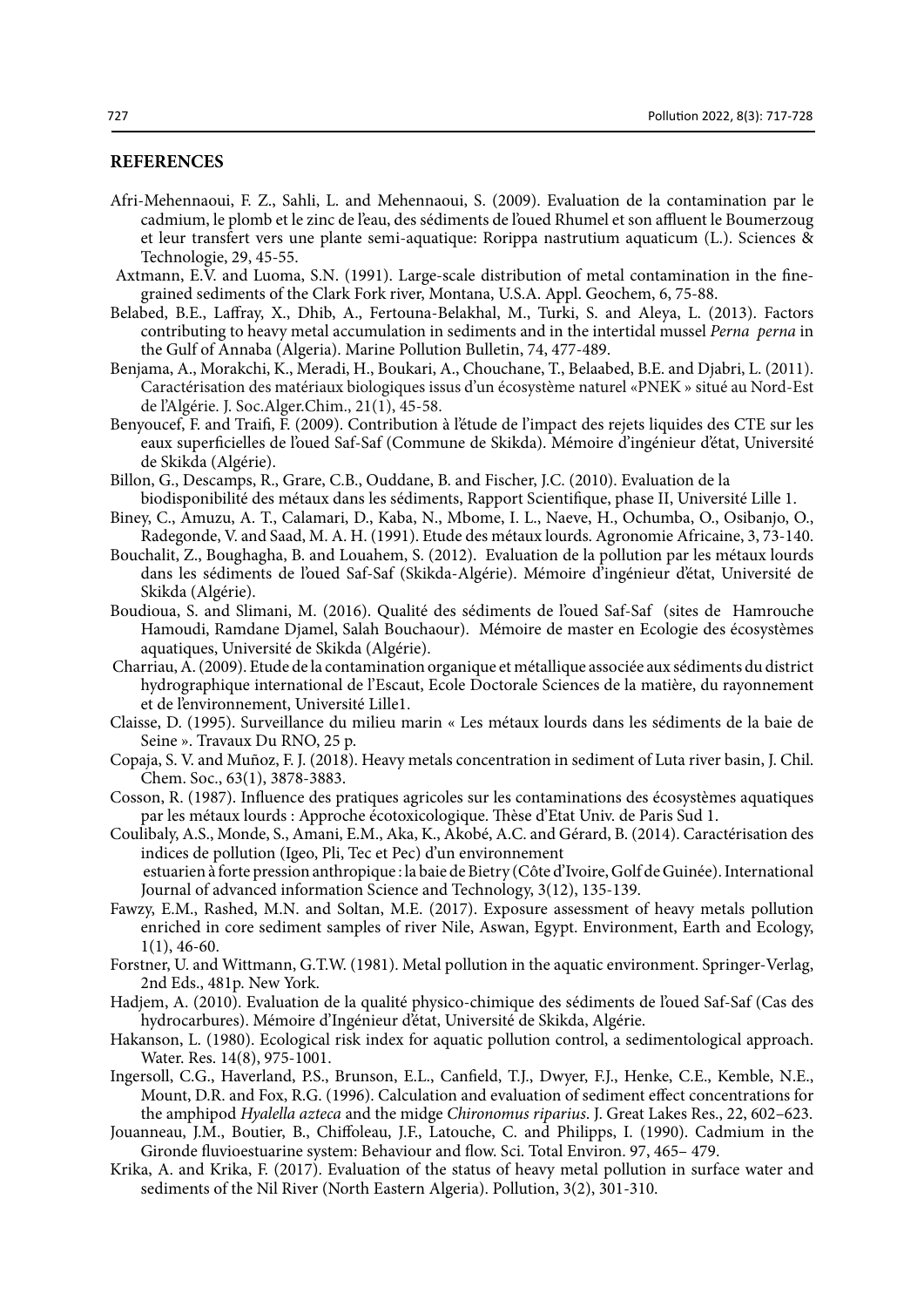## REFERENCES

Afri-Mehennaoui, F. Z., Sahli, L. and Mehennaoui, S. (2009). Evaluation de la contamination par le cadmium, le plomb et le zinc de l'eau, des sédiments de l'oued Rhumel et son affluent le Boumerzoug et leur transfert vers une plante semi-aquatique: Rorippa nastrutium aquaticum (L.). Sciences & Technologie, 29, 45-55.

Axtmann, E.V. and Luoma, S.N. (1991). Large-scale distribution of metal contamination in the fine-grained sediments of the Clark Fork river, Montana, U.S.A. Appl. Geochem, 6, 75-88.

Belabed, B.E., Laffray, X., Dhib, A., Fertouna-Belakhal, M., Turki, S. and Aleya, L. (2013). Factors contributing to heavy metal accumulation in sediments and in the intertidal mussel *Perna perna* in the Gulf of Annaba (Algeria). Marine Pollution Bulletin, 74, 477-489.

Benjama, A., Morakchi, K., Meradi, H., Boukari, A., Chouchane, T., Belaabed, B.E. and Djabri, L. (2011). Caractérisation des matériaux biologiques issus d'un écosystème naturel «PNEK » situé au Nord-Est de l'Algérie. J. Soc.Alger.Chim., 21(1), 45-58.

Benyoucef, F. and Traifi, F. (2009). Contribution à l'étude de l'impact des rejets liquides des CTE sur les eaux superficielles de l'oued Saf-Saf (Commune de Skikda). Mémoire d'ingénieur d'état, Université de Skikda (Algérie).

Billon, G., Descamps, R., Grare, C.B., Ouddane, B. and Fischer, J.C. (2010). Evaluation de la biodisponibilité des métaux dans les sédiments, Rapport Scientifique, phase II, Université Lille 1.

Biney, C., Amuzu, A. T., Calamari, D., Kaba, N., Mbome, I. L., Naeve, H., Ochumba, O., Osibanjo, O., Radegonde, V. and Saad, M. A. H. (1991). Etude des métaux lourds. Agronomie Africaine, 3, 73-140.

Bouchalit, Z., Boughagha, B. and Louahem, S. (2012). Evaluation de la pollution par les métaux lourds dans les sédiments de l'oued Saf-Saf (Skikda-Algérie). Mémoire d'ingénieur d'état, Université de Skikda (Algérie).

Boudioua, S. and Slimani, M. (2016). Qualité des sédiments de l'oued Saf-Saf (sites de Hamrouche Hamoudi, Ramdane Djamel, Salah Bouchaour). Mémoire de master en Ecologie des écosystèmes aquatiques, Université de Skikda (Algérie).

Charriau, A. (2009). Etude de la contamination organique et métallique associée aux sédiments du district hydrographique international de l'Escaut, Ecole Doctorale Sciences de la matière, du rayonnement et de l'environnement, Université Lille1.

Claisse, D. (1995). Surveillance du milieu marin « Les métaux lourds dans les sédiments de la baie de Seine ». Travaux Du RNO, 25 p.

Copaja, S. V. and Muñoz, F. J. (2018). Heavy metals concentration in sediment of Luta river basin, J. Chil. Chem. Soc., 63(1), 3878-3883.

Cosson, R. (1987). Influence des pratiques agricoles sur les contaminations des écosystèmes aquatiques par les métaux lourds : Approche écotoxicologique. Thèse d'Etat Univ. de Paris Sud 1.

Coulibaly, A.S., Monde, S., Amani, E.M., Aka, K., Akobé, A.C. and Gérard, B. (2014). Caractérisation des indices de pollution (Igeo, Pli, Tec et Pec) d'un environnement estuarien à forte pression anthropique : la baie de Bietry (Côte d'Ivoire, Golf de Guinée). International Journal of advanced information Science and Technology, 3(12), 135-139.

Fawzy, E.M., Rashed, M.N. and Soltan, M.E. (2017). Exposure assessment of heavy metals pollution enriched in core sediment samples of river Nile, Aswan, Egypt. Environment, Earth and Ecology, 1(1), 46-60.

Forstner, U. and Wittmann, G.T.W. (1981). Metal pollution in the aquatic environment. Springer-Verlag, 2nd Eds., 481p. New York.

Hadjem, A. (2010). Evaluation de la qualité physico-chimique des sédiments de l'oued Saf-Saf (Cas des hydrocarbures). Mémoire d'Ingénieur d'état, Université de Skikda, Algérie.

Hakanson, L. (1980). Ecological risk index for aquatic pollution control, a sedimentological approach. Water. Res. 14(8), 975-1001.

Ingersoll, C.G., Haverland, P.S., Brunson, E.L., Canfield, T.J., Dwyer, F.J., Henke, C.E., Kemble, N.E., Mount, D.R. and Fox, R.G. (1996). Calculation and evaluation of sediment effect concentrations for the amphipod *Hyalella azteca* and the midge *Chironomus riparius*. J. Great Lakes Res., 22, 602–623.

Jouanneau, J.M., Boutier, B., Chiffoleau, J.F., Latouche, C. and Philipps, I. (1990). Cadmium in the Gironde fluvioestuarine system: Behaviour and flow. Sci. Total Environ. 97, 465– 479.

Krika, A. and Krika, F. (2017). Evaluation of the status of heavy metal pollution in surface water and sediments of the Nil River (North Eastern Algeria). Pollution, 3(2), 301-310.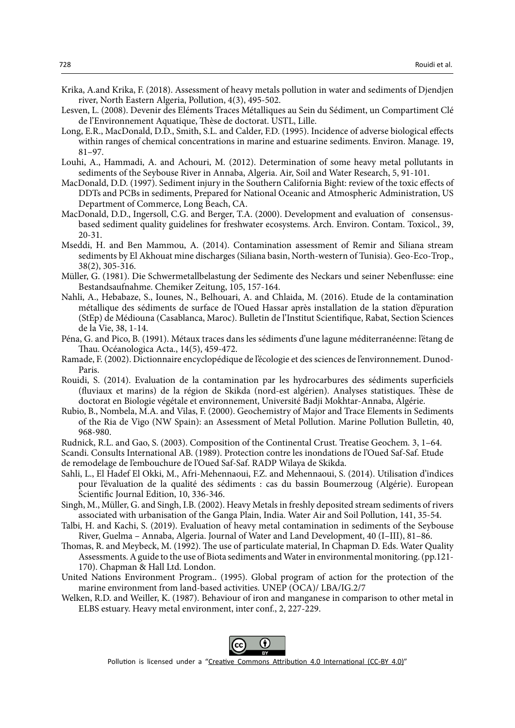Krika, A.and Krika, F. (2018). Assessment of heavy metals pollution in water and sediments of Djendjen river, North Eastern Algeria, Pollution, 4(3), 495-502.

Lesven, L. (2008). Devenir des Eléments Traces Métalliques au Sein du Sédiment, un Compartiment Clé de l'Environnement Aquatique, Thèse de doctorat. USTL, Lille.

Long, E.R., MacDonald, D.D., Smith, S.L. and Calder, F.D. (1995). Incidence of adverse biological effects within ranges of chemical concentrations in marine and estuarine sediments. Environ. Manage. 19, 81–97.

Louhi, A., Hammadi, A. and Achouri, M. (2012). Determination of some heavy metal pollutants in sediments of the Seybouse River in Annaba, Algeria. Air, Soil and Water Research, 5, 91-101.

MacDonald, D.D. (1997). Sediment injury in the Southern California Bight: review of the toxic effects of DDTs and PCBs in sediments, Prepared for National Oceanic and Atmospheric Administration, US Department of Commerce, Long Beach, CA.

MacDonald, D.D., Ingersoll, C.G. and Berger, T.A. (2000). Development and evaluation of consensus-based sediment quality guidelines for freshwater ecosystems. Arch. Environ. Contam. Toxicol., 39, 20-31.

Mseddi, H. and Ben Mammou, A. (2014). Contamination assessment of Remir and Siliana stream sediments by El Akhouat mine discharges (Siliana basin, North-western of Tunisia). Geo-Eco-Trop., 38(2), 305-316.

Müller, G. (1981). Die Schwermetallbelastung der Sedimente des Neckars und seiner Nebenflusse: eine Bestandsaufnahme. Chemiker Zeitung, 105, 157-164.

Nahli, A., Hebabaze, S., Iounes, N., Belhouari, A. and Chlaida, M. (2016). Etude de la contamination métallique des sédiments de surface de l'Oued Hassar après installation de la station d'épuration (StEp) de Médiouna (Casablanca, Maroc). Bulletin de l'Institut Scientifique, Rabat, Section Sciences de la Vie, 38, 1-14.

Péna, G. and Pico, B. (1991). Métaux traces dans les sédiments d'une lagune méditerranéenne: l'étang de Thau. Océanologica Acta., 14(5), 459-472.

Ramade, F. (2002). Dictionnaire encyclopédique de l'écologie et des sciences de l'environnement. Dunod-Paris.

Rouidi, S. (2014). Evaluation de la contamination par les hydrocarbures des sédiments superficiels (fluviaux et marins) de la région de Skikda (nord-est algérien). Analyses statistiques. Thèse de doctorat en Biologie végétale et environnement, Université Badji Mokhtar-Annaba, Algérie.

Rubio, B., Nombela, M.A. and Vilas, F. (2000). Geochemistry of Major and Trace Elements in Sediments of the Ria de Vigo (NW Spain): an Assessment of Metal Pollution. Marine Pollution Bulletin, 40, 968-980.

Rudnick, R.L. and Gao, S. (2003). Composition of the Continental Crust. Treatise Geochem. 3, 1–64.

Scandi. Consults International AB. (1989). Protection contre les inondations de l'Oued Saf-Saf. Etude de remodelage de l'embouchure de l'Oued Saf-Saf. RADP Wilaya de Skikda.

Sahli, L., El Hadef El Okki, M., Afri-Mehennaoui, F.Z. and Mehennaoui, S. (2014). Utilisation d'indices pour l'évaluation de la qualité des sédiments : cas du bassin Boumerzoug (Algérie). European Scientific Journal Edition, 10, 336-346.

Singh, M., Müller, G. and Singh, I.B. (2002). Heavy Metals in freshly deposited stream sediments of rivers associated with urbanisation of the Ganga Plain, India. Water Air and Soil Pollution, 141, 35-54.

Talbi, H. and Kachi, S. (2019). Evaluation of heavy metal contamination in sediments of the Seybouse River, Guelma – Annaba, Algeria. Journal of Water and Land Development, 40 (I–III), 81–86.

Thomas, R. and Meybeck, M. (1992). The use of particulate material, In Chapman D. Eds. Water Quality Assessments. A guide to the use of Biota sediments and Water in environmental monitoring. (pp.121-170). Chapman & Hall Ltd. London.

United Nations Environment Program.. (1995). Global program of action for the protection of the marine environment from land-based activities. UNEP (OCA)/ LBA/IG.2/7

Welken, R.D. and Weiller, K. (1987). Behaviour of iron and manganese in comparison to other metal in ELBS estuary. Heavy metal environment, inter conf., 2, 227-229.

Pollution is licensed under a "Creative Commons Attribution 4.0 International (CC-BY 4.0)"